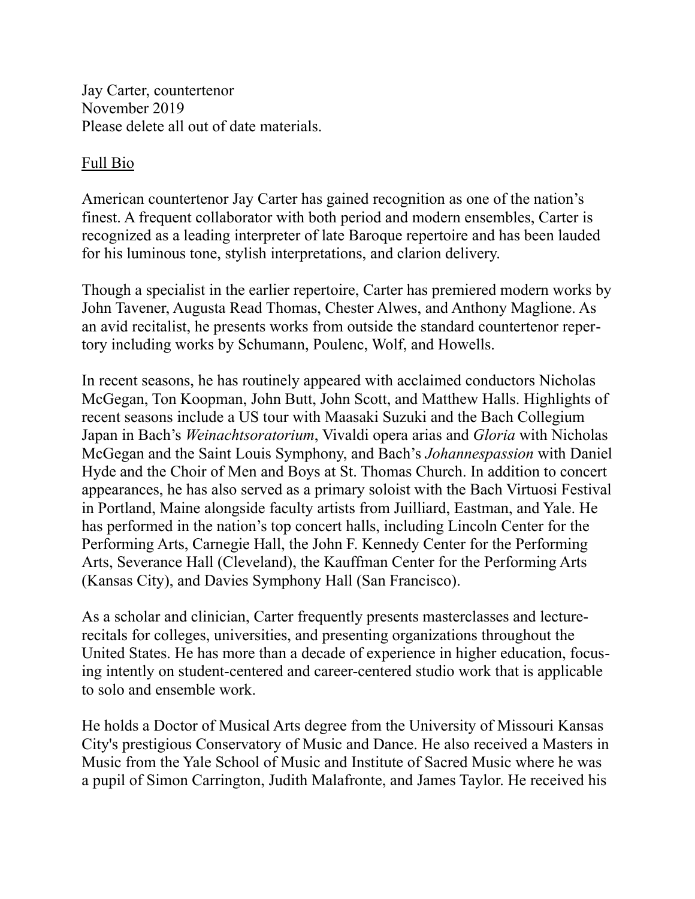Jay Carter, countertenor
November 2019
Please delete all out of date materials.

<u>Full Bio</u>

American countertenor Jay Carter has gained recognition as one of the nation's finest. A frequent collaborator with both period and modern ensembles, Carter is recognized as a leading interpreter of late Baroque repertoire and has been lauded for his luminous tone, stylish interpretations, and clarion delivery.

Though a specialist in the earlier repertoire, Carter has premiered modern works by John Tavener, Augusta Read Thomas, Chester Alwes, and Anthony Maglione. As an avid recitalist, he presents works from outside the standard countertenor repertory including works by Schumann, Poulenc, Wolf, and Howells.

In recent seasons, he has routinely appeared with acclaimed conductors Nicholas McGegan, Ton Koopman, John Butt, John Scott, and Matthew Halls. Highlights of recent seasons include a US tour with Maasaki Suzuki and the Bach Collegium Japan in Bach's *Weinachtsoratorium*, Vivaldi opera arias and *Gloria* with Nicholas McGegan and the Saint Louis Symphony, and Bach's *Johannespassion* with Daniel Hyde and the Choir of Men and Boys at St. Thomas Church. In addition to concert appearances, he has also served as a primary soloist with the Bach Virtuosi Festival in Portland, Maine alongside faculty artists from Juilliard, Eastman, and Yale. He has performed in the nation's top concert halls, including Lincoln Center for the Performing Arts, Carnegie Hall, the John F. Kennedy Center for the Performing Arts, Severance Hall (Cleveland), the Kauffman Center for the Performing Arts (Kansas City), and Davies Symphony Hall (San Francisco).

As a scholar and clinician, Carter frequently presents masterclasses and lecture-recitals for colleges, universities, and presenting organizations throughout the United States. He has more than a decade of experience in higher education, focusing intently on student-centered and career-centered studio work that is applicable to solo and ensemble work.

He holds a Doctor of Musical Arts degree from the University of Missouri Kansas City's prestigious Conservatory of Music and Dance. He also received a Masters in Music from the Yale School of Music and Institute of Sacred Music where he was a pupil of Simon Carrington, Judith Malafronte, and James Taylor. He received his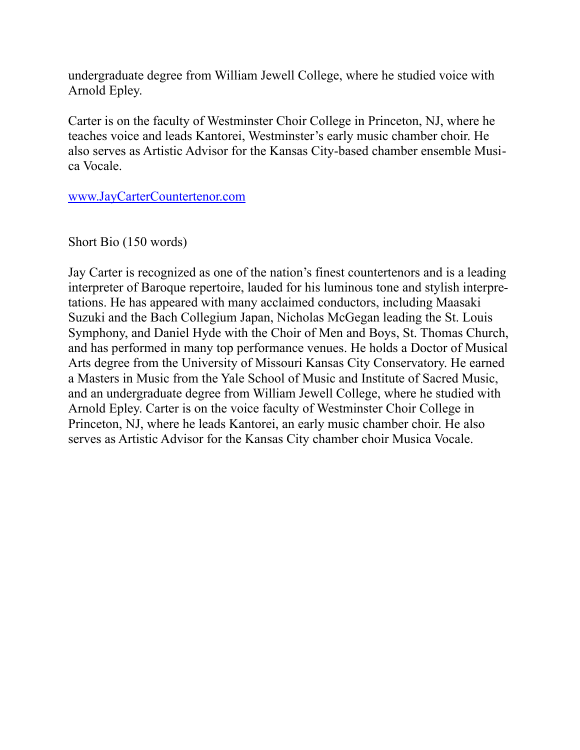undergraduate degree from William Jewell College, where he studied voice with Arnold Epley.

Carter is on the faculty of Westminster Choir College in Princeton, NJ, where he teaches voice and leads Kantorei, Westminster's early music chamber choir. He also serves as Artistic Advisor for the Kansas City-based chamber ensemble Musica Vocale.

[www.JayCarterCountertenor.com](http://www.JayCarterCountertenor.com)

Short Bio (150 words)

Jay Carter is recognized as one of the nation's finest countertenors and is a leading interpreter of Baroque repertoire, lauded for his luminous tone and stylish interpretations. He has appeared with many acclaimed conductors, including Maasaki Suzuki and the Bach Collegium Japan, Nicholas McGegan leading the St. Louis Symphony, and Daniel Hyde with the Choir of Men and Boys, St. Thomas Church, and has performed in many top performance venues. He holds a Doctor of Musical Arts degree from the University of Missouri Kansas City Conservatory. He earned a Masters in Music from the Yale School of Music and Institute of Sacred Music, and an undergraduate degree from William Jewell College, where he studied with Arnold Epley. Carter is on the voice faculty of Westminster Choir College in Princeton, NJ, where he leads Kantorei, an early music chamber choir. He also serves as Artistic Advisor for the Kansas City chamber choir Musica Vocale.